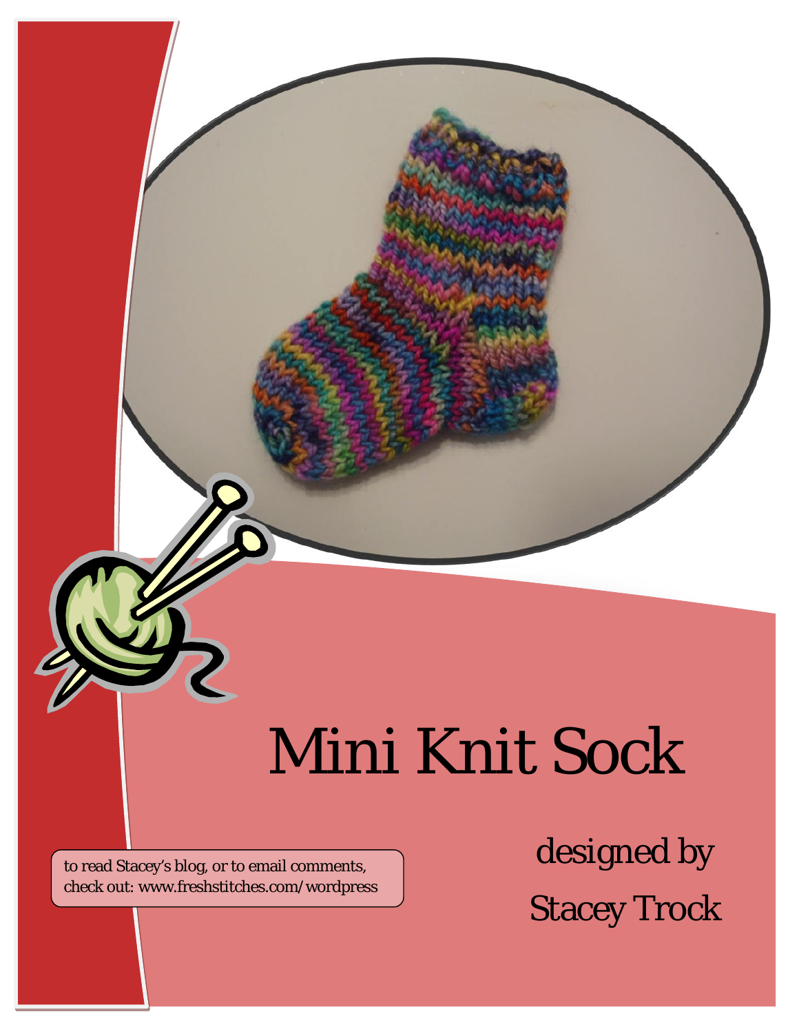# Mini Knit Sock

designed by

Stacey Trock

to read Stacey's blog, or to email comments, check out: www.freshstitches.com/wordpress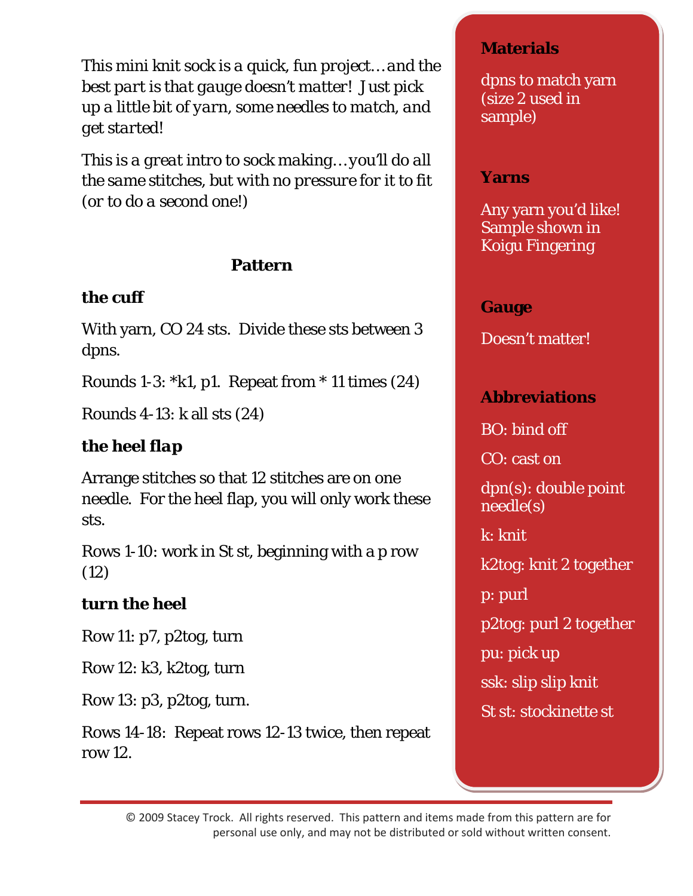*This mini knit sock is a quick, fun project…and the best part is that gauge doesn't matter! Just pick up a little bit of yarn, some needles to match, and get started!*

*This is a great intro to sock making…you'll do all the same stitches, but with no pressure for it to fit (or to do a second one!)*

## Pattern

### the cuff

With yarn, CO 24 sts. Divide these sts between 3 dpns.

Rounds 1-3: *k1, p1. Repeat from * 11 times (24)

Rounds 4-13: k all sts (24)

### the heel flap

Arrange stitches so that 12 stitches are on one needle. For the heel flap, you will only work these sts.

Rows 1-10: work in St st, beginning with a p row (12)

### turn the heel

Row 11: p7, p2tog, turn

Row 12: k3, k2tog, turn

Row 13: p3, p2tog, turn.

Rows 14-18: Repeat rows 12-13 twice, then repeat row 12.

### Materials

dpns to match yarn (size 2 used in sample)

### Yarns

Any yarn you'd like! Sample shown in Koigu Fingering

### Gauge

Doesn't matter!

### Abbreviations

BO: bind off

CO: cast on

dpn(s): double point needle(s)

k: knit

k2tog: knit 2 together

p: purl

p2tog: purl 2 together

pu: pick up

ssk: slip slip knit

St st: stockinette st

© 2009 Stacey Trock. All rights reserved. This pattern and items made from this pattern are for personal use only, and may not be distributed or sold without written consent.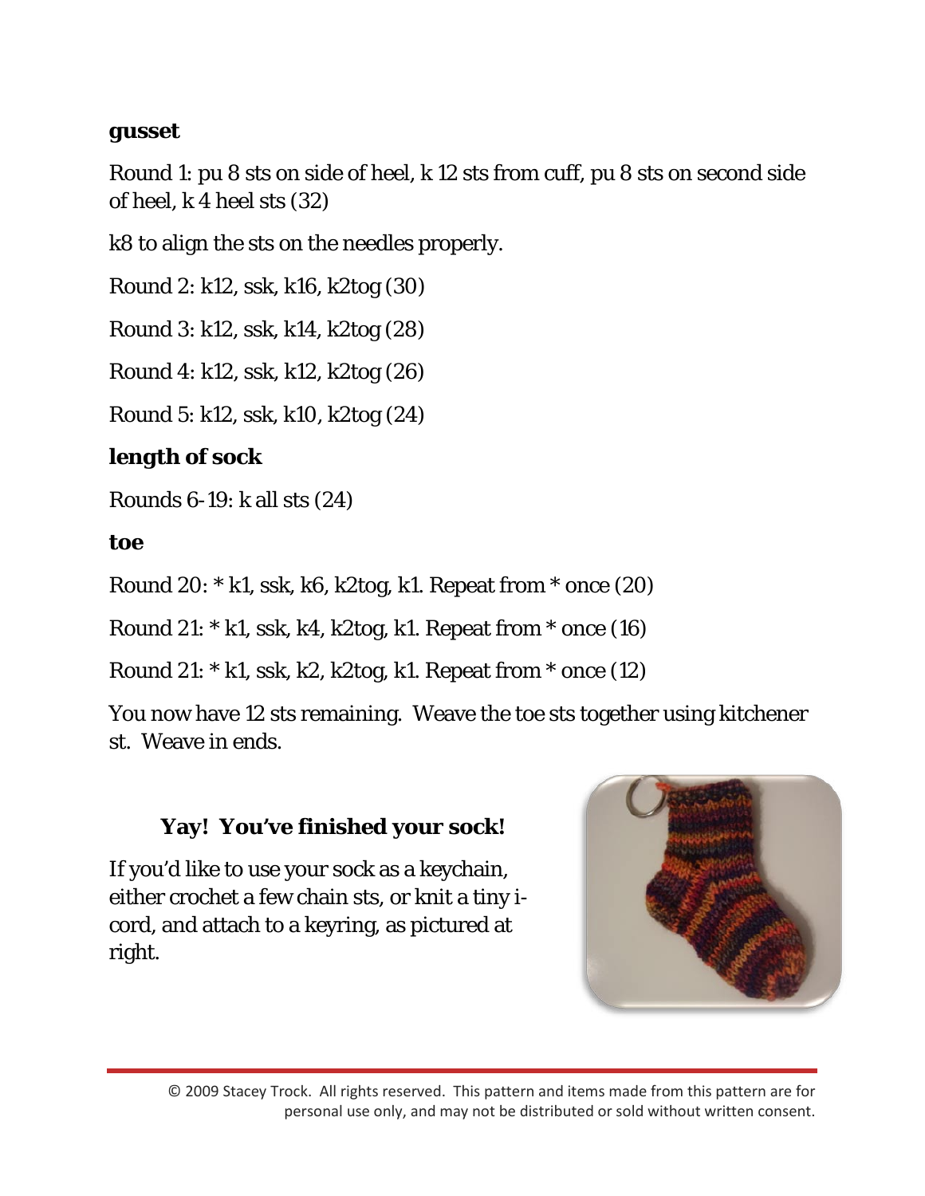**gusset**

Round 1: pu 8 sts on side of heel, k 12 sts from cuff, pu 8 sts on second side of heel, k 4 heel sts (32)

k8 to align the sts on the needles properly.

Round 2: k12, ssk, k16, k2tog (30)

Round 3: k12, ssk, k14, k2tog (28)

Round 4: k12, ssk, k12, k2tog (26)

Round 5: k12, ssk, k10, k2tog (24)

**length of sock**

Rounds 6-19: k all sts (24)

**toe**

Round 20: * k1, ssk, k6, k2tog, k1. Repeat from * once (20)

Round 21: * k1, ssk, k4, k2tog, k1. Repeat from * once (16)

Round 21: * k1, ssk, k2, k2tog, k1. Repeat from * once (12)

You now have 12 sts remaining. Weave the toe sts together using kitchener st. Weave in ends.

**Yay! You've finished your sock!**

If you'd like to use your sock as a keychain, either crochet a few chain sts, or knit a tiny i-cord, and attach to a keyring, as pictured at right.

© 2009 Stacey Trock. All rights reserved. This pattern and items made from this pattern are for personal use only, and may not be distributed or sold without written consent.